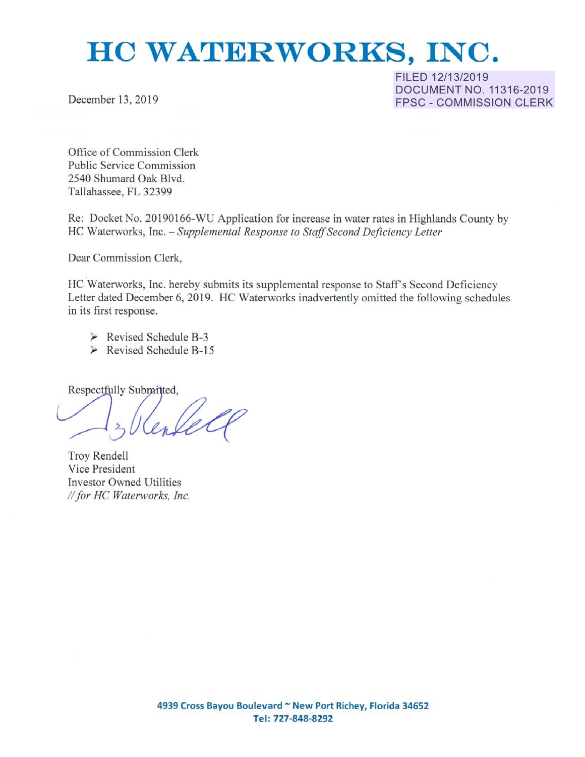# HC WATERWORKS, INC.

FILED 12/13/2019
DOCUMENT NO. 11316-2019
FPSC - COMMISSION CLERK

December 13, 2019

Office of Commission Clerk
Public Service Commission
2540 Shumard Oak Blvd.
Tallahassee, FL 32399

Re: Docket No. 20190166-WU Application for increase in water rates in Highlands County by HC Waterworks, Inc. – *Supplemental Response to Staff Second Deficiency Letter*

Dear Commission Clerk,

HC Waterworks, Inc. hereby submits its supplemental response to Staff's Second Deficiency Letter dated December 6, 2019. HC Waterworks inadvertently omitted the following schedules in its first response.

- Revised Schedule B-3
- Revised Schedule B-15

Respectfully Submitted,

Troy Rendell
Vice President
Investor Owned Utilities
*// for HC Waterworks, Inc.*

**4939 Cross Bayou Boulevard ~ New Port Richey, Florida 34652**
**Tel: 727-848-8292**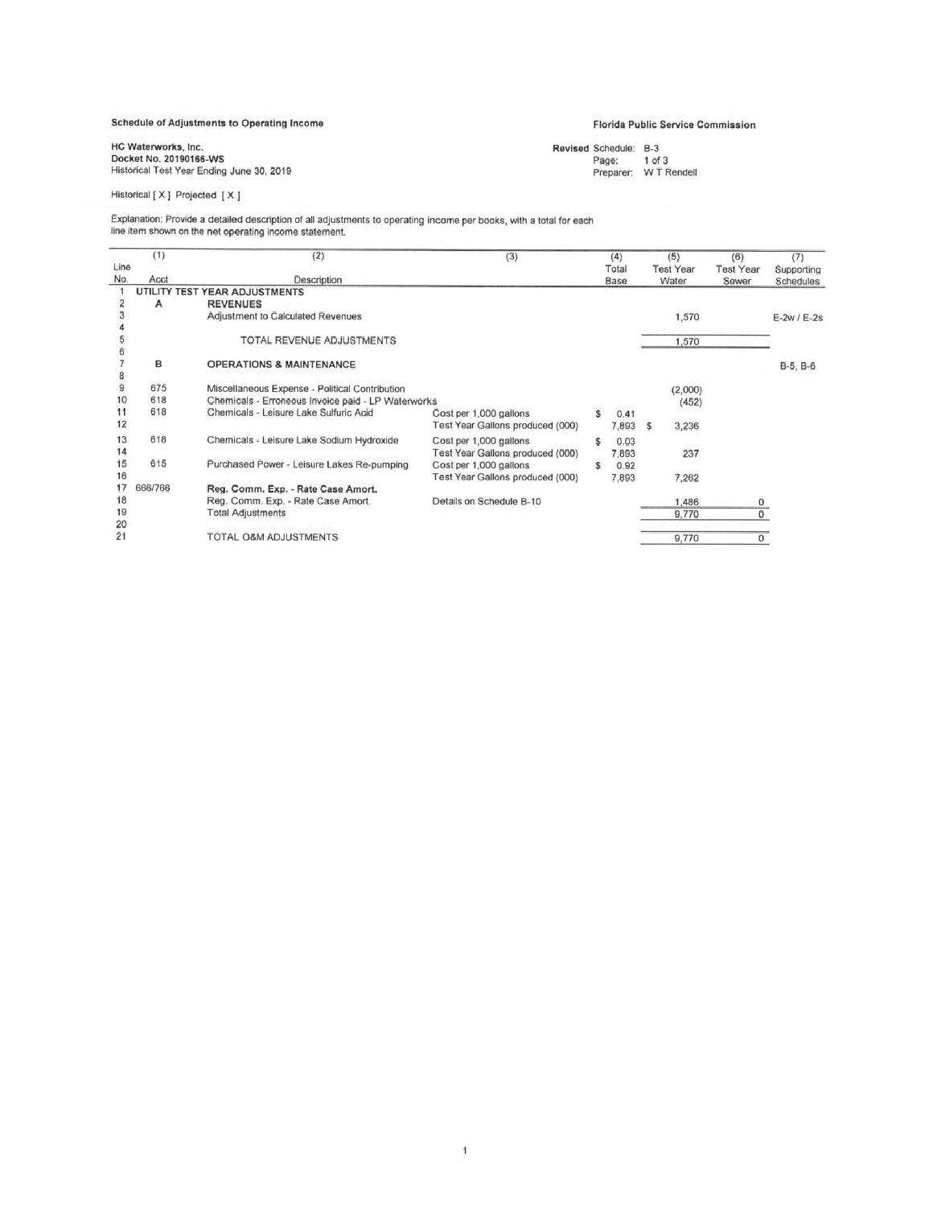**Schedule of Adjustments to Operating Income**

**Florida Public Service Commission**

**HC Waterworks, Inc.**
**Docket No. 20190166-WS**
Historical Test Year Ending June 30, 2019

**Revised** Schedule: B-3
Page: 1 of 3
Preparer: W T Rendell

Historical [ X ] Projected [ X ]

Explanation: Provide a detailed description of all adjustments to operating income per books, with a total for each line item shown on the net operating income statement.

| Line No. | (1) Acct | (2) Description | (3) | (4) Total Base | (5) Test Year Water | (6) Test Year Sewer | (7) Supporting Schedules |
|---|---|---|---|---|---|---|---|
| 1 | UTILITY TEST YEAR ADJUSTMENTS | | | | | | |
| 2 | A | **REVENUES** | | | | | |
| 3 | | Adjustment to Calculated Revenues | | | 1,570 | | E-2w / E-2s |
| 4 | | | | | | | |
| 5 | | TOTAL REVENUE ADJUSTMENTS | | | 1,570 | | |
| 6 | | | | | | | |
| 7 | B | **OPERATIONS & MAINTENANCE** | | | | | B-5, B-6 |
| 8 | | | | | | | |
| 9 | 675 | Miscellaneous Expense - Political Contribution | | | (2,000) | | |
| 10 | 618 | Chemicals - Erroneous Invoice paid - LP Waterworks | | | (452) | | |
| 11 | 618 | Chemicals - Leisure Lake Sulfuric Acid | Cost per 1,000 gallons | $ 0.41 | | | |
| 12 | | | Test Year Gallons produced (000) | 7,893 | $ 3,236 | | |
| 13 | 618 | Chemicals - Leisure Lake Sodium Hydroxide | Cost per 1,000 gallons | $ 0.03 | | | |
| 14 | | | Test Year Gallons produced (000) | 7,893 | 237 | | |
| 15 | 615 | Purchased Power - Leisure Lakes Re-pumping | Cost per 1,000 gallons | $ 0.92 | | | |
| 16 | | | Test Year Gallons produced (000) | 7,893 | 7,262 | | |
| 17 | 666/766 | **Reg. Comm. Exp. - Rate Case Amort.** | | | | | |
| 18 | | Reg. Comm. Exp. - Rate Case Amort. | Details on Schedule B-10 | | 1,486 | 0 | |
| 19 | | Total Adjustments | | | 9,770 | 0 | |
| 20 | | | | | | | |
| 21 | | TOTAL O&M ADJUSTMENTS | | | 9,770 | 0 | |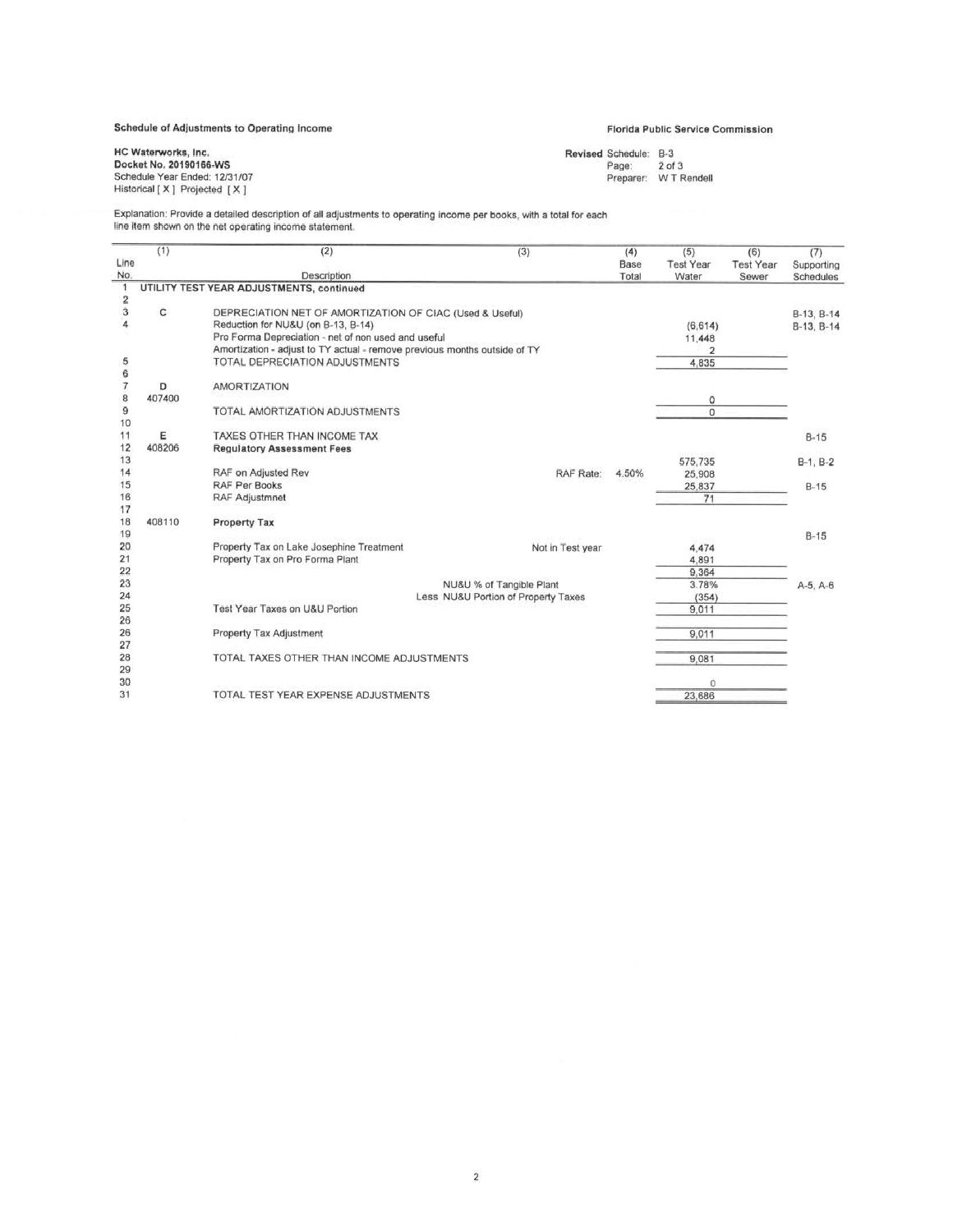**Schedule of Adjustments to Operating Income**

**Florida Public Service Commission**

**HC Waterworks, Inc.**
**Docket No. 20190166-WS**
Schedule Year Ended: 12/31/07
Historical [ X ] Projected [ X ]

**Revised** Schedule: B-3
Page: 2 of 3
Preparer: W T Rendell

Explanation: Provide a detailed description of all adjustments to operating income per books, with a total for each line item shown on the net operating income statement.

| Line No. | (1) | (2) Description | (3) | (4) Base Total | (5) Test Year Water | (6) Test Year Sewer | (7) Supporting Schedules |
|---|---|---|---|---|---|---|---|
| 1 | **UTILITY TEST YEAR ADJUSTMENTS, continued** | | | | | | |
| 2 | | | | | | | |
| 3 | C | DEPRECIATION NET OF AMORTIZATION OF CIAC (Used & Useful) | | | | | B-13, B-14 |
| 4 | | Reduction for NU&U (on B-13, B-14) | | | (6,614) | | B-13, B-14 |
| | | Pro Forma Depreciation - net of non used and useful | | | 11,448 | | |
| | | Amortization - adjust to TY actual - remove previous months outside of TY | | | 2 | | |
| 5 | | TOTAL DEPRECIATION ADJUSTMENTS | | | 4,835 | | |
| 6 | | | | | | | |
| 7 | D | AMORTIZATION | | | | | |
| 8 | 407400 | | | | 0 | | |
| 9 | | TOTAL AMORTIZATION ADJUSTMENTS | | | 0 | | |
| 10 | | | | | | | |
| 11 | E | TAXES OTHER THAN INCOME TAX | | | | | B-15 |
| 12 | 408206 | **Regulatory Assessment Fees** | | | | | |
| 13 | | | | | 575,735 | | B-1, B-2 |
| 14 | | RAF on Adjusted Rev | RAF Rate: | 4.50% | 25,908 | | |
| 15 | | RAF Per Books | | | 25,837 | | B-15 |
| 16 | | RAF Adjustmnet | | | 71 | | |
| 17 | | | | | | | |
| 18 | 408110 | **Property Tax** | | | | | |
| 19 | | | | | | | B-15 |
| 20 | | Property Tax on Lake Josephine Treatment | Not in Test year | | 4,474 | | |
| 21 | | Property Tax on Pro Forma Plant | | | 4,891 | | |
| 22 | | | | | 9,364 | | |
| 23 | | | NU&U % of Tangible Plant | | 3.78% | | A-5, A-6 |
| 24 | | | Less NU&U Portion of Property Taxes | | (354) | | |
| 25 | | Test Year Taxes on U&U Portion | | | 9,011 | | |
| 26 | | | | | | | |
| 26 | | Property Tax Adjustment | | | 9,011 | | |
| 27 | | | | | | | |
| 28 | | TOTAL TAXES OTHER THAN INCOME ADJUSTMENTS | | | 9,081 | | |
| 29 | | | | | | | |
| 30 | | | | | 0 | | |
| 31 | | TOTAL TEST YEAR EXPENSE ADJUSTMENTS | | | 23,686 | | |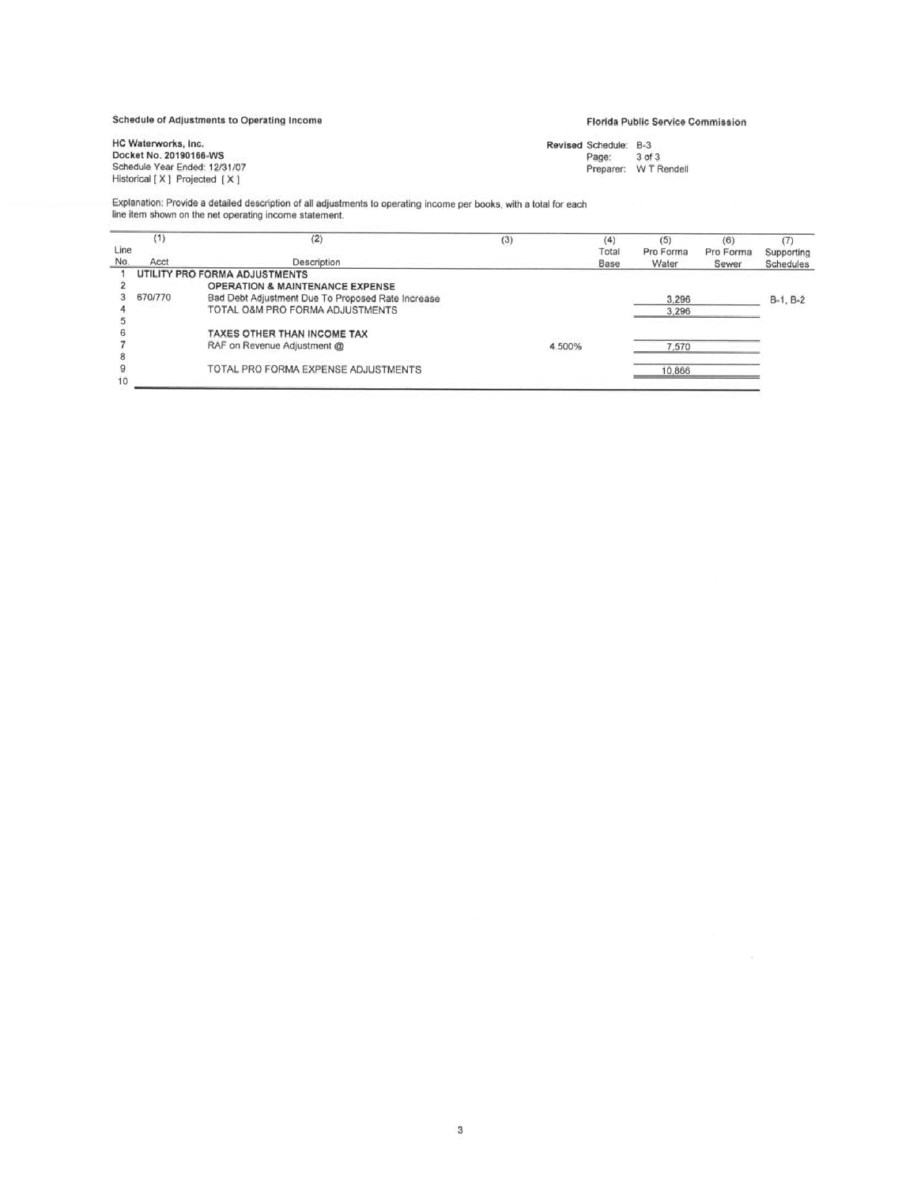Schedule of Adjustments to Operating Income

**Florida Public Service Commission**

**HC Waterworks, Inc.**
**Docket No. 20190166-WS**
Schedule Year Ended: 12/31/07
Historical [ X ] Projected [ X ]

**Revised** Schedule: B-3
Page: 3 of 3
Preparer: W T Rendell

Explanation: Provide a detailed description of all adjustments to operating income per books, with a total for each line item shown on the net operating income statement.

| Line No. | (1) Acct | (2) Description | (3) | (4) Total Base | (5) Pro Forma Water | (6) Pro Forma Sewer | (7) Supporting Schedules |
|---|---|---|---|---|---|---|---|
| 1 | | UTILITY PRO FORMA ADJUSTMENTS | | | | | |
| 2 | | OPERATION & MAINTENANCE EXPENSE | | | | | |
| 3 | 670/770 | Bad Debt Adjustment Due To Proposed Rate Increase | | | 3,296 | | B-1, B-2 |
| 4 | | TOTAL O&M PRO FORMA ADJUSTMENTS | | | 3,296 | | |
| 5 | | | | | | | |
| 6 | | TAXES OTHER THAN INCOME TAX | | | | | |
| 7 | | RAF on Revenue Adjustment @ | 4.500% | | 7,570 | | |
| 8 | | | | | | | |
| 9 | | TOTAL PRO FORMA EXPENSE ADJUSTMENTS | | | 10,866 | | |
| 10 | | | | | | | |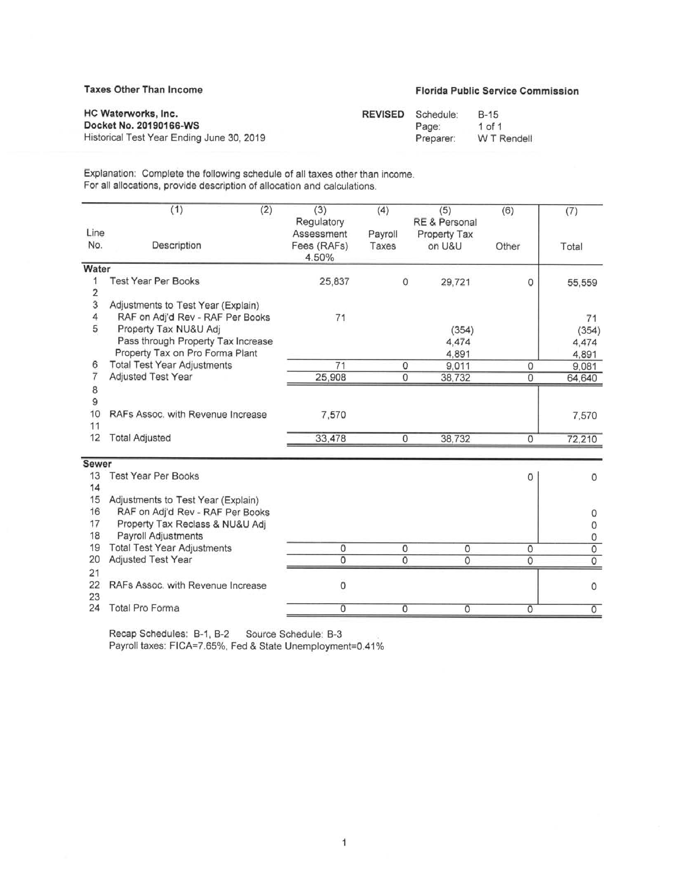**Taxes Other Than Income**

**Florida Public Service Commission**

**HC Waterworks, Inc.**
**Docket No. 20190166-WS**
Historical Test Year Ending June 30, 2019

**REVISED** Schedule: B-15
Page: 1 of 1
Preparer: W T Rendell

Explanation: Complete the following schedule of all taxes other than income.
For all allocations, provide description of allocation and calculations.

| Line No. | (1) Description | (2) | (3) Regulatory Assessment Fees (RAFs) 4.50% | (4) Payroll Taxes | (5) RE & Personal Property Tax on U&U | (6) Other | (7) Total |
|---|---|---|---|---|---|---|---|
| **Water** | | | | | | | |
| 1 | Test Year Per Books | | 25,837 | 0 | 29,721 | 0 | 55,559 |
| 2 | | | | | | | |
| 3 | Adjustments to Test Year (Explain) | | | | | | |
| 4 | RAF on Adj'd Rev - RAF Per Books | | 71 | | | | 71 |
| 5 | Property Tax NU&U Adj | | | | (354) | | (354) |
| | Pass through Property Tax Increase | | | | 4,474 | | 4,474 |
| | Property Tax on Pro Forma Plant | | | | 4,891 | | 4,891 |
| 6 | Total Test Year Adjustments | | 71 | 0 | 9,011 | 0 | 9,081 |
| 7 | Adjusted Test Year | | 25,908 | 0 | 38,732 | 0 | 64,640 |
| 8 | | | | | | | |
| 9 | | | | | | | |
| 10 | RAFs Assoc. with Revenue Increase | | 7,570 | | | | 7,570 |
| 11 | | | | | | | |
| 12 | Total Adjusted | | 33,478 | 0 | 38,732 | 0 | 72,210 |
| **Sewer** | | | | | | | |
| 13 | Test Year Per Books | | | | | 0 | 0 |
| 14 | | | | | | | |
| 15 | Adjustments to Test Year (Explain) | | | | | | |
| 16 | RAF on Adj'd Rev - RAF Per Books | | | | | | 0 |
| 17 | Property Tax Reclass & NU&U Adj | | | | | | 0 |
| 18 | Payroll Adjustments | | | | | | 0 |
| 19 | Total Test Year Adjustments | | 0 | 0 | 0 | 0 | 0 |
| 20 | Adjusted Test Year | | 0 | 0 | 0 | 0 | 0 |
| 21 | | | | | | | |
| 22 | RAFs Assoc. with Revenue Increase | | 0 | | | | 0 |
| 23 | | | | | | | |
| 24 | Total Pro Forma | | 0 | 0 | 0 | 0 | 0 |

Recap Schedules: B-1, B-2 Source Schedule: B-3
Payroll taxes: FICA=7.65%, Fed & State Unemployment=0.41%